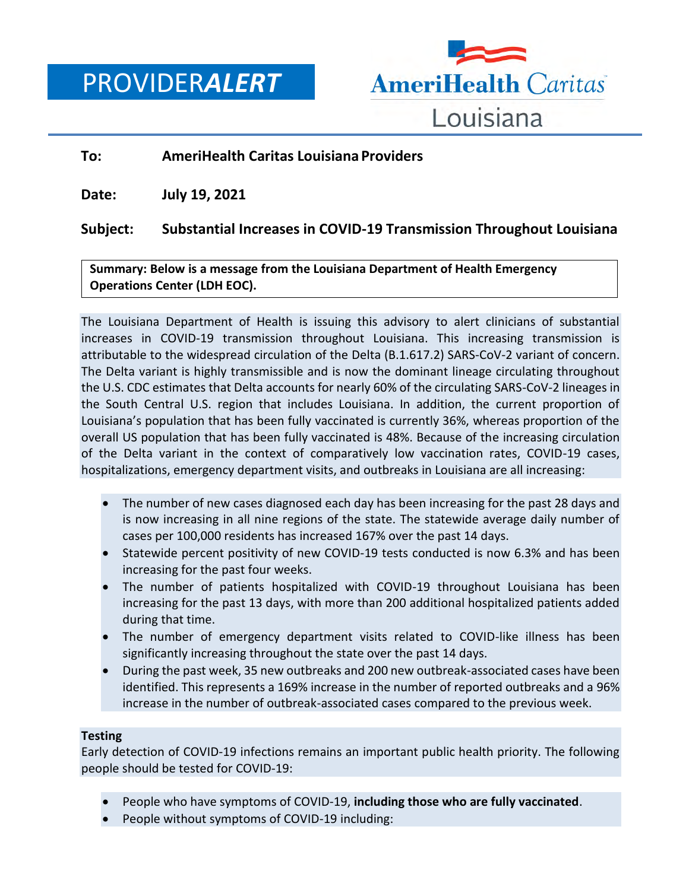# PROVIDER*ALERT*

AmeriHealth Caritas Louisiana

**To:** **AmeriHealth Caritas Louisiana Providers**

**Date:** **July 19, 2021**

**Subject:** **Substantial Increases in COVID-19 Transmission Throughout Louisiana**

**Summary: Below is a message from the Louisiana Department of Health Emergency Operations Center (LDH EOC).**

The Louisiana Department of Health is issuing this advisory to alert clinicians of substantial increases in COVID-19 transmission throughout Louisiana. This increasing transmission is attributable to the widespread circulation of the Delta (B.1.617.2) SARS-CoV-2 variant of concern. The Delta variant is highly transmissible and is now the dominant lineage circulating throughout the U.S. CDC estimates that Delta accounts for nearly 60% of the circulating SARS-CoV-2 lineages in the South Central U.S. region that includes Louisiana. In addition, the current proportion of Louisiana's population that has been fully vaccinated is currently 36%, whereas proportion of the overall US population that has been fully vaccinated is 48%. Because of the increasing circulation of the Delta variant in the context of comparatively low vaccination rates, COVID-19 cases, hospitalizations, emergency department visits, and outbreaks in Louisiana are all increasing:

- The number of new cases diagnosed each day has been increasing for the past 28 days and is now increasing in all nine regions of the state. The statewide average daily number of cases per 100,000 residents has increased 167% over the past 14 days.
- Statewide percent positivity of new COVID-19 tests conducted is now 6.3% and has been increasing for the past four weeks.
- The number of patients hospitalized with COVID-19 throughout Louisiana has been increasing for the past 13 days, with more than 200 additional hospitalized patients added during that time.
- The number of emergency department visits related to COVID-like illness has been significantly increasing throughout the state over the past 14 days.
- During the past week, 35 new outbreaks and 200 new outbreak-associated cases have been identified. This represents a 169% increase in the number of reported outbreaks and a 96% increase in the number of outbreak-associated cases compared to the previous week.

**Testing**

Early detection of COVID-19 infections remains an important public health priority. The following people should be tested for COVID-19:

- People who have symptoms of COVID-19, **including those who are fully vaccinated**.
- People without symptoms of COVID-19 including: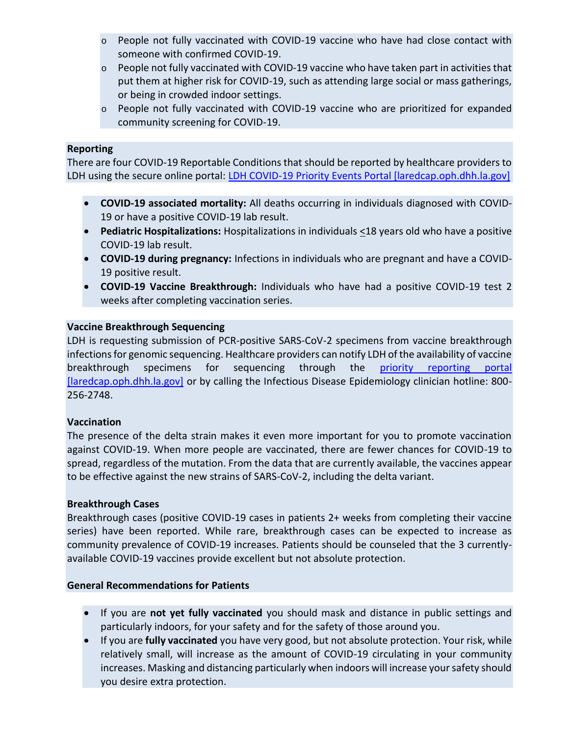- People not fully vaccinated with COVID-19 vaccine who have had close contact with someone with confirmed COVID-19.
- People not fully vaccinated with COVID-19 vaccine who have taken part in activities that put them at higher risk for COVID-19, such as attending large social or mass gatherings, or being in crowded indoor settings.
- People not fully vaccinated with COVID-19 vaccine who are prioritized for expanded community screening for COVID-19.

**Reporting**

There are four COVID-19 Reportable Conditions that should be reported by healthcare providers to LDH using the secure online portal: [LDH COVID-19 Priority Events Portal [laredcap.oph.dhh.la.gov]]

- **COVID-19 associated mortality:** All deaths occurring in individuals diagnosed with COVID-19 or have a positive COVID-19 lab result.
- **Pediatric Hospitalizations:** Hospitalizations in individuals ≤18 years old who have a positive COVID-19 lab result.
- **COVID-19 during pregnancy:** Infections in individuals who are pregnant and have a COVID-19 positive result.
- **COVID-19 Vaccine Breakthrough:** Individuals who have had a positive COVID-19 test 2 weeks after completing vaccination series.

**Vaccine Breakthrough Sequencing**

LDH is requesting submission of PCR-positive SARS-CoV-2 specimens from vaccine breakthrough infections for genomic sequencing. Healthcare providers can notify LDH of the availability of vaccine breakthrough specimens for sequencing through the priority reporting portal [laredcap.oph.dhh.la.gov] or by calling the Infectious Disease Epidemiology clinician hotline: 800-256-2748.

**Vaccination**

The presence of the delta strain makes it even more important for you to promote vaccination against COVID-19. When more people are vaccinated, there are fewer chances for COVID-19 to spread, regardless of the mutation. From the data that are currently available, the vaccines appear to be effective against the new strains of SARS-CoV-2, including the delta variant.

**Breakthrough Cases**

Breakthrough cases (positive COVID-19 cases in patients 2+ weeks from completing their vaccine series) have been reported. While rare, breakthrough cases can be expected to increase as community prevalence of COVID-19 increases. Patients should be counseled that the 3 currently-available COVID-19 vaccines provide excellent but not absolute protection.

**General Recommendations for Patients**

- If you are **not yet fully vaccinated** you should mask and distance in public settings and particularly indoors, for your safety and for the safety of those around you.
- If you are **fully vaccinated** you have very good, but not absolute protection. Your risk, while relatively small, will increase as the amount of COVID-19 circulating in your community increases. Masking and distancing particularly when indoors will increase your safety should you desire extra protection.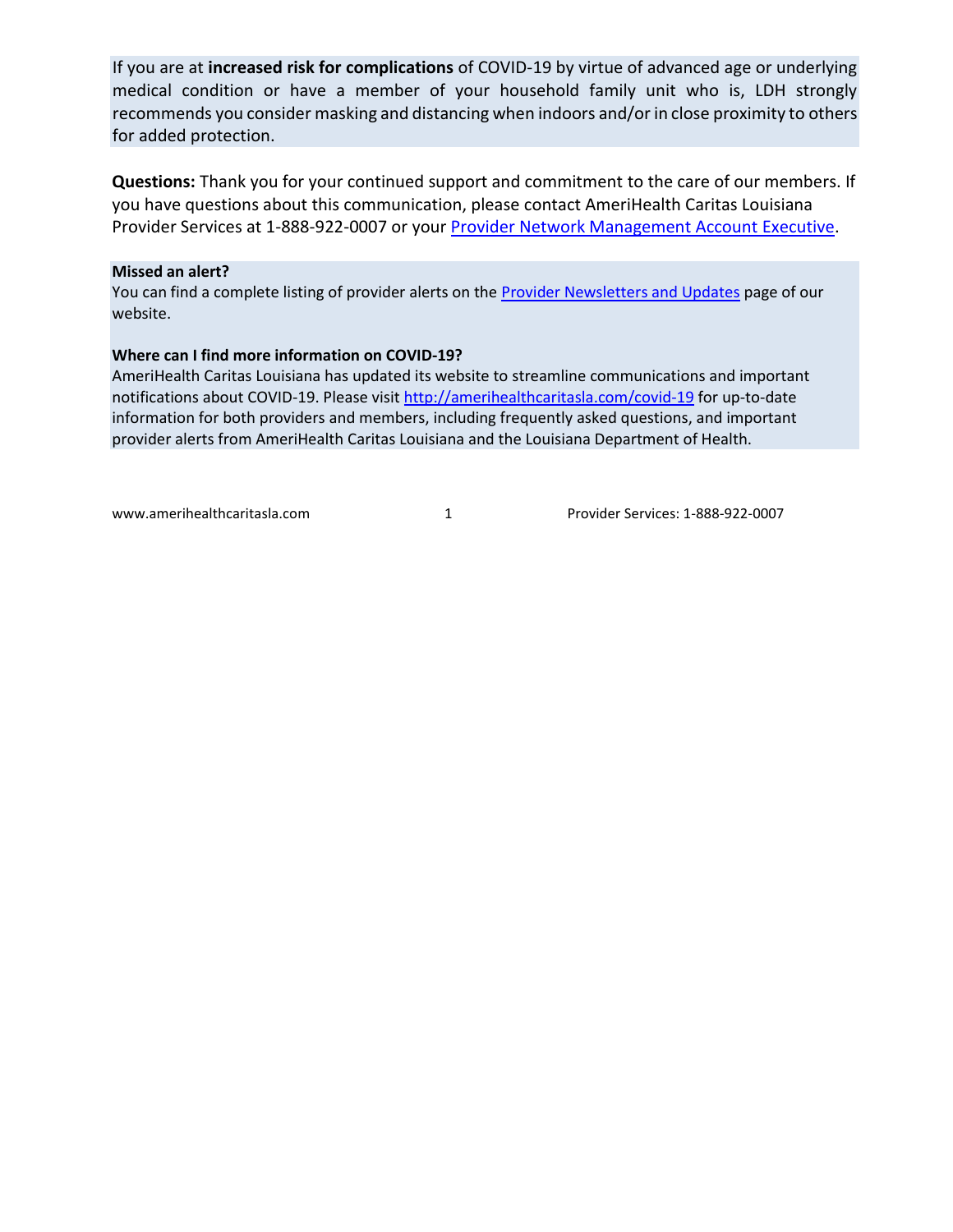If you are at **increased risk for complications** of COVID-19 by virtue of advanced age or underlying medical condition or have a member of your household family unit who is, LDH strongly recommends you consider masking and distancing when indoors and/or in close proximity to others for added protection.

**Questions:** Thank you for your continued support and commitment to the care of our members. If you have questions about this communication, please contact AmeriHealth Caritas Louisiana Provider Services at 1-888-922-0007 or your Provider Network Management Account Executive.

**Missed an alert?**
You can find a complete listing of provider alerts on the Provider Newsletters and Updates page of our website.

**Where can I find more information on COVID-19?**
AmeriHealth Caritas Louisiana has updated its website to streamline communications and important notifications about COVID-19. Please visit http://amerihealthcaritasla.com/covid-19 for up-to-date information for both providers and members, including frequently asked questions, and important provider alerts from AmeriHealth Caritas Louisiana and the Louisiana Department of Health.